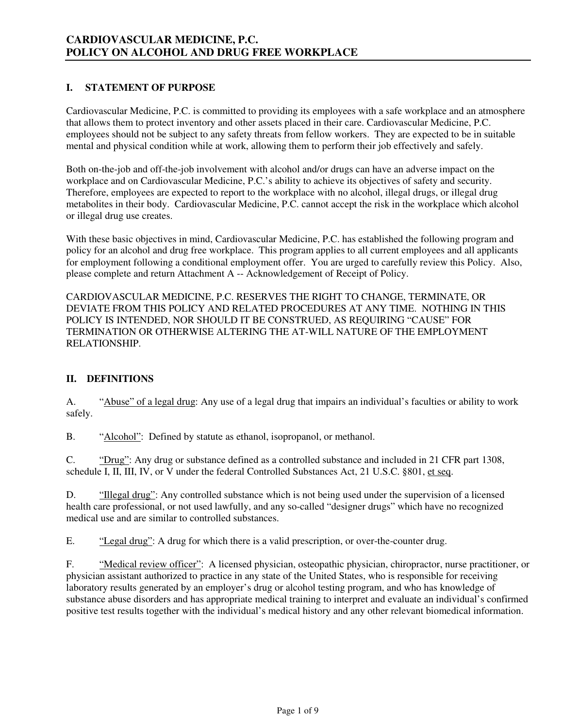# CARDIOVASCULAR MEDICINE, P.C.
# POLICY ON ALCOHOL AND DRUG FREE WORKPLACE

## I. STATEMENT OF PURPOSE

Cardiovascular Medicine, P.C. is committed to providing its employees with a safe workplace and an atmosphere that allows them to protect inventory and other assets placed in their care. Cardiovascular Medicine, P.C. employees should not be subject to any safety threats from fellow workers. They are expected to be in suitable mental and physical condition while at work, allowing them to perform their job effectively and safely.

Both on-the-job and off-the-job involvement with alcohol and/or drugs can have an adverse impact on the workplace and on Cardiovascular Medicine, P.C.'s ability to achieve its objectives of safety and security. Therefore, employees are expected to report to the workplace with no alcohol, illegal drugs, or illegal drug metabolites in their body. Cardiovascular Medicine, P.C. cannot accept the risk in the workplace which alcohol or illegal drug use creates.

With these basic objectives in mind, Cardiovascular Medicine, P.C. has established the following program and policy for an alcohol and drug free workplace. This program applies to all current employees and all applicants for employment following a conditional employment offer. You are urged to carefully review this Policy. Also, please complete and return Attachment A -- Acknowledgement of Receipt of Policy.

CARDIOVASCULAR MEDICINE, P.C. RESERVES THE RIGHT TO CHANGE, TERMINATE, OR DEVIATE FROM THIS POLICY AND RELATED PROCEDURES AT ANY TIME. NOTHING IN THIS POLICY IS INTENDED, NOR SHOULD IT BE CONSTRUED, AS REQUIRING "CAUSE" FOR TERMINATION OR OTHERWISE ALTERING THE AT-WILL NATURE OF THE EMPLOYMENT RELATIONSHIP.

## II. DEFINITIONS

A. "Abuse" of a legal drug: Any use of a legal drug that impairs an individual's faculties or ability to work safely.

B. "Alcohol": Defined by statute as ethanol, isopropanol, or methanol.

C. "Drug": Any drug or substance defined as a controlled substance and included in 21 CFR part 1308, schedule I, II, III, IV, or V under the federal Controlled Substances Act, 21 U.S.C. §801, et seq.

D. "Illegal drug": Any controlled substance which is not being used under the supervision of a licensed health care professional, or not used lawfully, and any so-called "designer drugs" which have no recognized medical use and are similar to controlled substances.

E. "Legal drug": A drug for which there is a valid prescription, or over-the-counter drug.

F. "Medical review officer": A licensed physician, osteopathic physician, chiropractor, nurse practitioner, or physician assistant authorized to practice in any state of the United States, who is responsible for receiving laboratory results generated by an employer's drug or alcohol testing program, and who has knowledge of substance abuse disorders and has appropriate medical training to interpret and evaluate an individual's confirmed positive test results together with the individual's medical history and any other relevant biomedical information.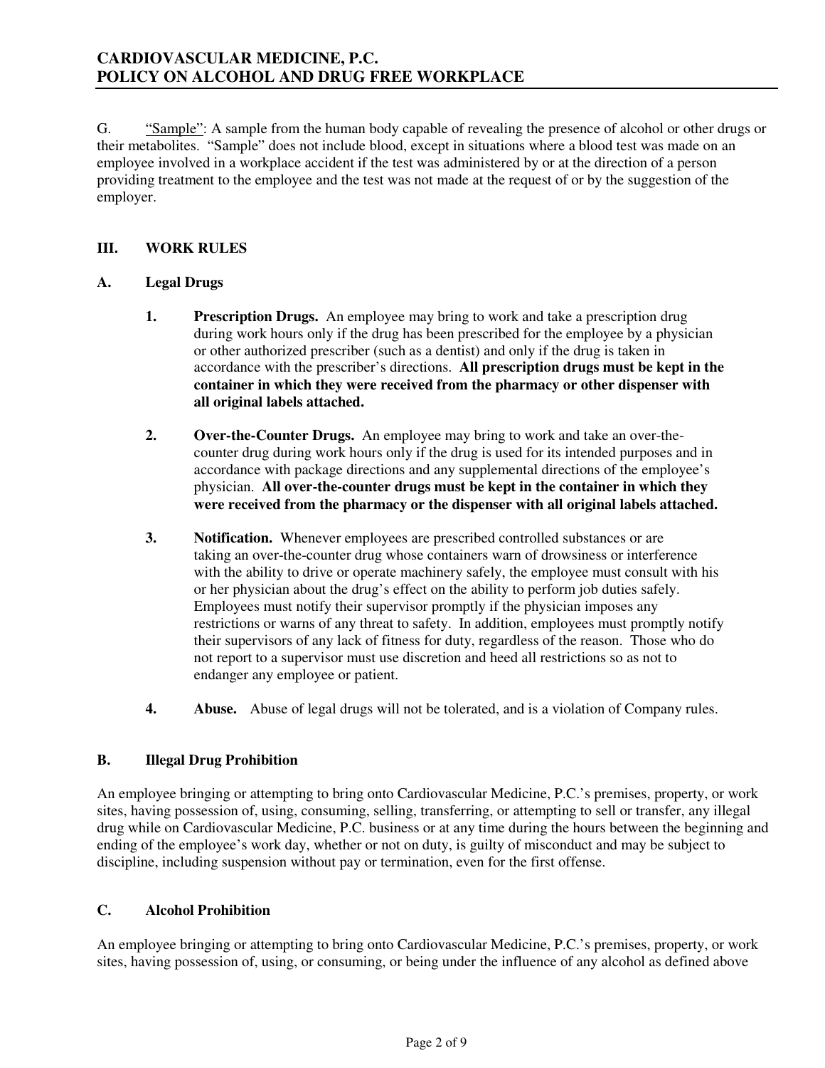G. "Sample": A sample from the human body capable of revealing the presence of alcohol or other drugs or their metabolites. "Sample" does not include blood, except in situations where a blood test was made on an employee involved in a workplace accident if the test was administered by or at the direction of a person providing treatment to the employee and the test was not made at the request of or by the suggestion of the employer.

## III. WORK RULES

### A. Legal Drugs

1. **Prescription Drugs.** An employee may bring to work and take a prescription drug during work hours only if the drug has been prescribed for the employee by a physician or other authorized prescriber (such as a dentist) and only if the drug is taken in accordance with the prescriber's directions. **All prescription drugs must be kept in the container in which they were received from the pharmacy or other dispenser with all original labels attached.**

2. **Over-the-Counter Drugs.** An employee may bring to work and take an over-the-counter drug during work hours only if the drug is used for its intended purposes and in accordance with package directions and any supplemental directions of the employee's physician. **All over-the-counter drugs must be kept in the container in which they were received from the pharmacy or the dispenser with all original labels attached.**

3. **Notification.** Whenever employees are prescribed controlled substances or are taking an over-the-counter drug whose containers warn of drowsiness or interference with the ability to drive or operate machinery safely, the employee must consult with his or her physician about the drug's effect on the ability to perform job duties safely. Employees must notify their supervisor promptly if the physician imposes any restrictions or warns of any threat to safety. In addition, employees must promptly notify their supervisors of any lack of fitness for duty, regardless of the reason. Those who do not report to a supervisor must use discretion and heed all restrictions so as not to endanger any employee or patient.

4. **Abuse.** Abuse of legal drugs will not be tolerated, and is a violation of Company rules.

### B. Illegal Drug Prohibition

An employee bringing or attempting to bring onto Cardiovascular Medicine, P.C.'s premises, property, or work sites, having possession of, using, consuming, selling, transferring, or attempting to sell or transfer, any illegal drug while on Cardiovascular Medicine, P.C. business or at any time during the hours between the beginning and ending of the employee's work day, whether or not on duty, is guilty of misconduct and may be subject to discipline, including suspension without pay or termination, even for the first offense.

### C. Alcohol Prohibition

An employee bringing or attempting to bring onto Cardiovascular Medicine, P.C.'s premises, property, or work sites, having possession of, using, or consuming, or being under the influence of any alcohol as defined above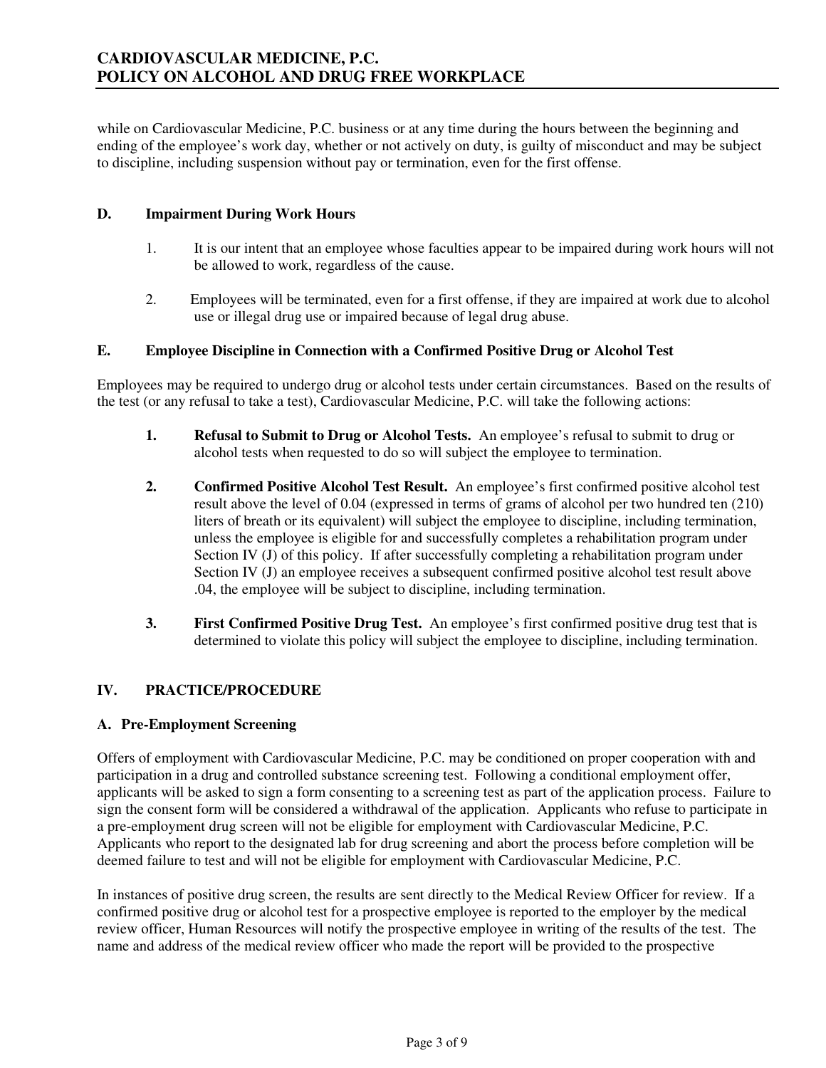while on Cardiovascular Medicine, P.C. business or at any time during the hours between the beginning and ending of the employee's work day, whether or not actively on duty, is guilty of misconduct and may be subject to discipline, including suspension without pay or termination, even for the first offense.

### D. Impairment During Work Hours

1. It is our intent that an employee whose faculties appear to be impaired during work hours will not be allowed to work, regardless of the cause.

2. Employees will be terminated, even for a first offense, if they are impaired at work due to alcohol use or illegal drug use or impaired because of legal drug abuse.

### E. Employee Discipline in Connection with a Confirmed Positive Drug or Alcohol Test

Employees may be required to undergo drug or alcohol tests under certain circumstances. Based on the results of the test (or any refusal to take a test), Cardiovascular Medicine, P.C. will take the following actions:

1. **Refusal to Submit to Drug or Alcohol Tests.** An employee's refusal to submit to drug or alcohol tests when requested to do so will subject the employee to termination.

2. **Confirmed Positive Alcohol Test Result.** An employee's first confirmed positive alcohol test result above the level of 0.04 (expressed in terms of grams of alcohol per two hundred ten (210) liters of breath or its equivalent) will subject the employee to discipline, including termination, unless the employee is eligible for and successfully completes a rehabilitation program under Section IV (J) of this policy. If after successfully completing a rehabilitation program under Section IV (J) an employee receives a subsequent confirmed positive alcohol test result above .04, the employee will be subject to discipline, including termination.

3. **First Confirmed Positive Drug Test.** An employee's first confirmed positive drug test that is determined to violate this policy will subject the employee to discipline, including termination.

## IV. PRACTICE/PROCEDURE

### A. Pre-Employment Screening

Offers of employment with Cardiovascular Medicine, P.C. may be conditioned on proper cooperation with and participation in a drug and controlled substance screening test. Following a conditional employment offer, applicants will be asked to sign a form consenting to a screening test as part of the application process. Failure to sign the consent form will be considered a withdrawal of the application. Applicants who refuse to participate in a pre-employment drug screen will not be eligible for employment with Cardiovascular Medicine, P.C. Applicants who report to the designated lab for drug screening and abort the process before completion will be deemed failure to test and will not be eligible for employment with Cardiovascular Medicine, P.C.

In instances of positive drug screen, the results are sent directly to the Medical Review Officer for review. If a confirmed positive drug or alcohol test for a prospective employee is reported to the employer by the medical review officer, Human Resources will notify the prospective employee in writing of the results of the test. The name and address of the medical review officer who made the report will be provided to the prospective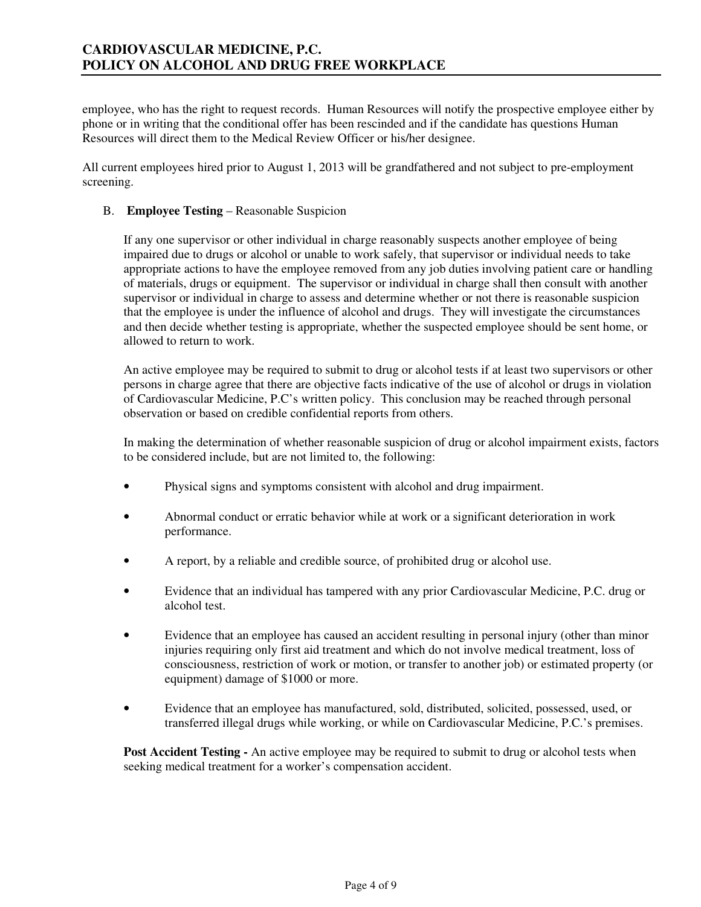employee, who has the right to request records. Human Resources will notify the prospective employee either by phone or in writing that the conditional offer has been rescinded and if the candidate has questions Human Resources will direct them to the Medical Review Officer or his/her designee.

All current employees hired prior to August 1, 2013 will be grandfathered and not subject to pre-employment screening.

B. **Employee Testing** – Reasonable Suspicion

If any one supervisor or other individual in charge reasonably suspects another employee of being impaired due to drugs or alcohol or unable to work safely, that supervisor or individual needs to take appropriate actions to have the employee removed from any job duties involving patient care or handling of materials, drugs or equipment. The supervisor or individual in charge shall then consult with another supervisor or individual in charge to assess and determine whether or not there is reasonable suspicion that the employee is under the influence of alcohol and drugs. They will investigate the circumstances and then decide whether testing is appropriate, whether the suspected employee should be sent home, or allowed to return to work.

An active employee may be required to submit to drug or alcohol tests if at least two supervisors or other persons in charge agree that there are objective facts indicative of the use of alcohol or drugs in violation of Cardiovascular Medicine, P.C's written policy. This conclusion may be reached through personal observation or based on credible confidential reports from others.

In making the determination of whether reasonable suspicion of drug or alcohol impairment exists, factors to be considered include, but are not limited to, the following:

- Physical signs and symptoms consistent with alcohol and drug impairment.
- Abnormal conduct or erratic behavior while at work or a significant deterioration in work performance.
- A report, by a reliable and credible source, of prohibited drug or alcohol use.
- Evidence that an individual has tampered with any prior Cardiovascular Medicine, P.C. drug or alcohol test.
- Evidence that an employee has caused an accident resulting in personal injury (other than minor injuries requiring only first aid treatment and which do not involve medical treatment, loss of consciousness, restriction of work or motion, or transfer to another job) or estimated property (or equipment) damage of $1000 or more.
- Evidence that an employee has manufactured, sold, distributed, solicited, possessed, used, or transferred illegal drugs while working, or while on Cardiovascular Medicine, P.C.'s premises.

**Post Accident Testing -** An active employee may be required to submit to drug or alcohol tests when seeking medical treatment for a worker's compensation accident.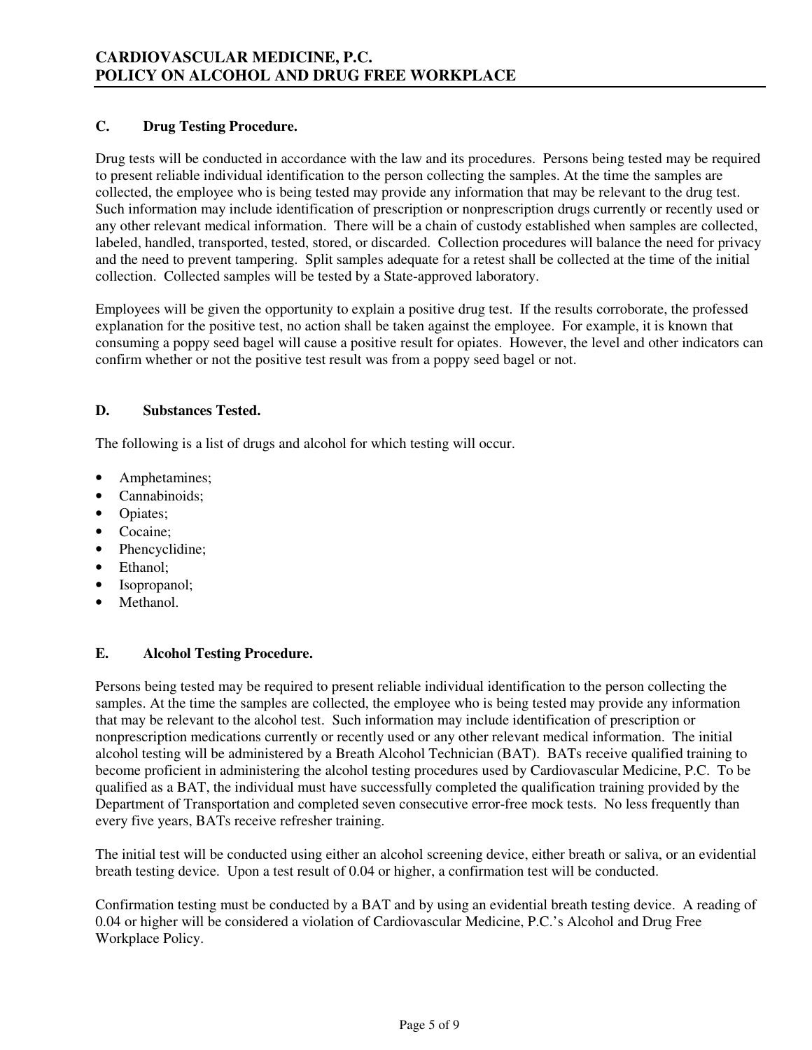### C. Drug Testing Procedure.

Drug tests will be conducted in accordance with the law and its procedures. Persons being tested may be required to present reliable individual identification to the person collecting the samples. At the time the samples are collected, the employee who is being tested may provide any information that may be relevant to the drug test. Such information may include identification of prescription or nonprescription drugs currently or recently used or any other relevant medical information. There will be a chain of custody established when samples are collected, labeled, handled, transported, tested, stored, or discarded. Collection procedures will balance the need for privacy and the need to prevent tampering. Split samples adequate for a retest shall be collected at the time of the initial collection. Collected samples will be tested by a State-approved laboratory.

Employees will be given the opportunity to explain a positive drug test. If the results corroborate, the professed explanation for the positive test, no action shall be taken against the employee. For example, it is known that consuming a poppy seed bagel will cause a positive result for opiates. However, the level and other indicators can confirm whether or not the positive test result was from a poppy seed bagel or not.

### D. Substances Tested.

The following is a list of drugs and alcohol for which testing will occur.

- Amphetamines;
- Cannabinoids;
- Opiates;
- Cocaine;
- Phencyclidine;
- Ethanol;
- Isopropanol;
- Methanol.

### E. Alcohol Testing Procedure.

Persons being tested may be required to present reliable individual identification to the person collecting the samples. At the time the samples are collected, the employee who is being tested may provide any information that may be relevant to the alcohol test. Such information may include identification of prescription or nonprescription medications currently or recently used or any other relevant medical information. The initial alcohol testing will be administered by a Breath Alcohol Technician (BAT). BATs receive qualified training to become proficient in administering the alcohol testing procedures used by Cardiovascular Medicine, P.C. To be qualified as a BAT, the individual must have successfully completed the qualification training provided by the Department of Transportation and completed seven consecutive error-free mock tests. No less frequently than every five years, BATs receive refresher training.

The initial test will be conducted using either an alcohol screening device, either breath or saliva, or an evidential breath testing device. Upon a test result of 0.04 or higher, a confirmation test will be conducted.

Confirmation testing must be conducted by a BAT and by using an evidential breath testing device. A reading of 0.04 or higher will be considered a violation of Cardiovascular Medicine, P.C.'s Alcohol and Drug Free Workplace Policy.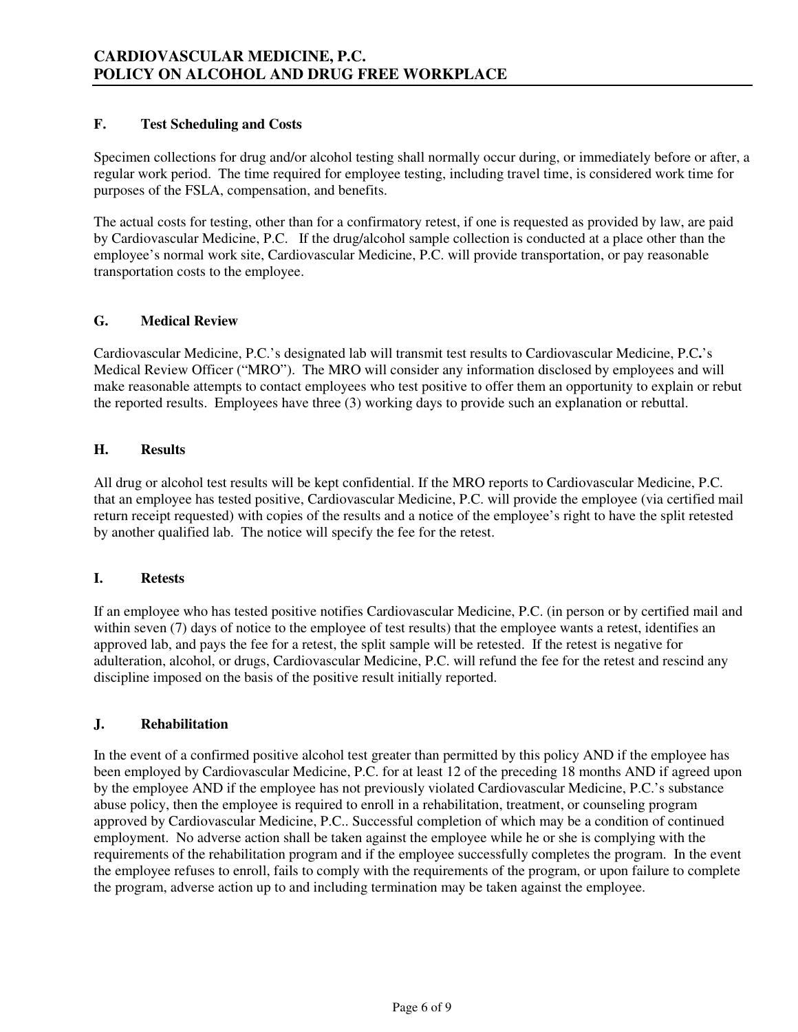### F. Test Scheduling and Costs

Specimen collections for drug and/or alcohol testing shall normally occur during, or immediately before or after, a regular work period. The time required for employee testing, including travel time, is considered work time for purposes of the FSLA, compensation, and benefits.

The actual costs for testing, other than for a confirmatory retest, if one is requested as provided by law, are paid by Cardiovascular Medicine, P.C. If the drug/alcohol sample collection is conducted at a place other than the employee's normal work site, Cardiovascular Medicine, P.C. will provide transportation, or pay reasonable transportation costs to the employee.

### G. Medical Review

Cardiovascular Medicine, P.C.'s designated lab will transmit test results to Cardiovascular Medicine, P.C.'s Medical Review Officer ("MRO"). The MRO will consider any information disclosed by employees and will make reasonable attempts to contact employees who test positive to offer them an opportunity to explain or rebut the reported results. Employees have three (3) working days to provide such an explanation or rebuttal.

### H. Results

All drug or alcohol test results will be kept confidential. If the MRO reports to Cardiovascular Medicine, P.C. that an employee has tested positive, Cardiovascular Medicine, P.C. will provide the employee (via certified mail return receipt requested) with copies of the results and a notice of the employee's right to have the split retested by another qualified lab. The notice will specify the fee for the retest.

### I. Retests

If an employee who has tested positive notifies Cardiovascular Medicine, P.C. (in person or by certified mail and within seven (7) days of notice to the employee of test results) that the employee wants a retest, identifies an approved lab, and pays the fee for a retest, the split sample will be retested. If the retest is negative for adulteration, alcohol, or drugs, Cardiovascular Medicine, P.C. will refund the fee for the retest and rescind any discipline imposed on the basis of the positive result initially reported.

### J. Rehabilitation

In the event of a confirmed positive alcohol test greater than permitted by this policy AND if the employee has been employed by Cardiovascular Medicine, P.C. for at least 12 of the preceding 18 months AND if agreed upon by the employee AND if the employee has not previously violated Cardiovascular Medicine, P.C.'s substance abuse policy, then the employee is required to enroll in a rehabilitation, treatment, or counseling program approved by Cardiovascular Medicine, P.C.. Successful completion of which may be a condition of continued employment. No adverse action shall be taken against the employee while he or she is complying with the requirements of the rehabilitation program and if the employee successfully completes the program. In the event the employee refuses to enroll, fails to comply with the requirements of the program, or upon failure to complete the program, adverse action up to and including termination may be taken against the employee.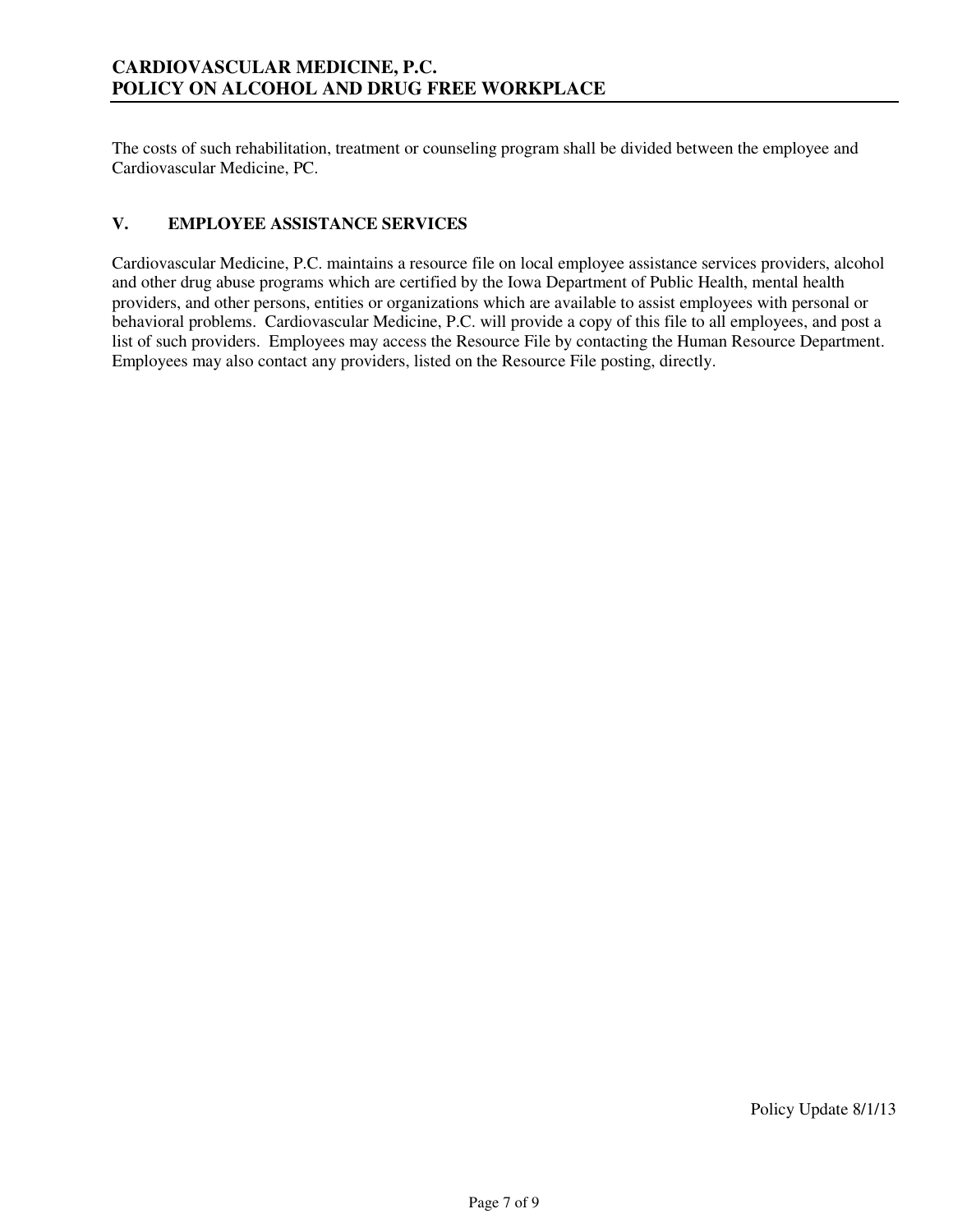The costs of such rehabilitation, treatment or counseling program shall be divided between the employee and Cardiovascular Medicine, PC.

## V. EMPLOYEE ASSISTANCE SERVICES

Cardiovascular Medicine, P.C. maintains a resource file on local employee assistance services providers, alcohol and other drug abuse programs which are certified by the Iowa Department of Public Health, mental health providers, and other persons, entities or organizations which are available to assist employees with personal or behavioral problems. Cardiovascular Medicine, P.C. will provide a copy of this file to all employees, and post a list of such providers. Employees may access the Resource File by contacting the Human Resource Department. Employees may also contact any providers, listed on the Resource File posting, directly.

Policy Update 8/1/13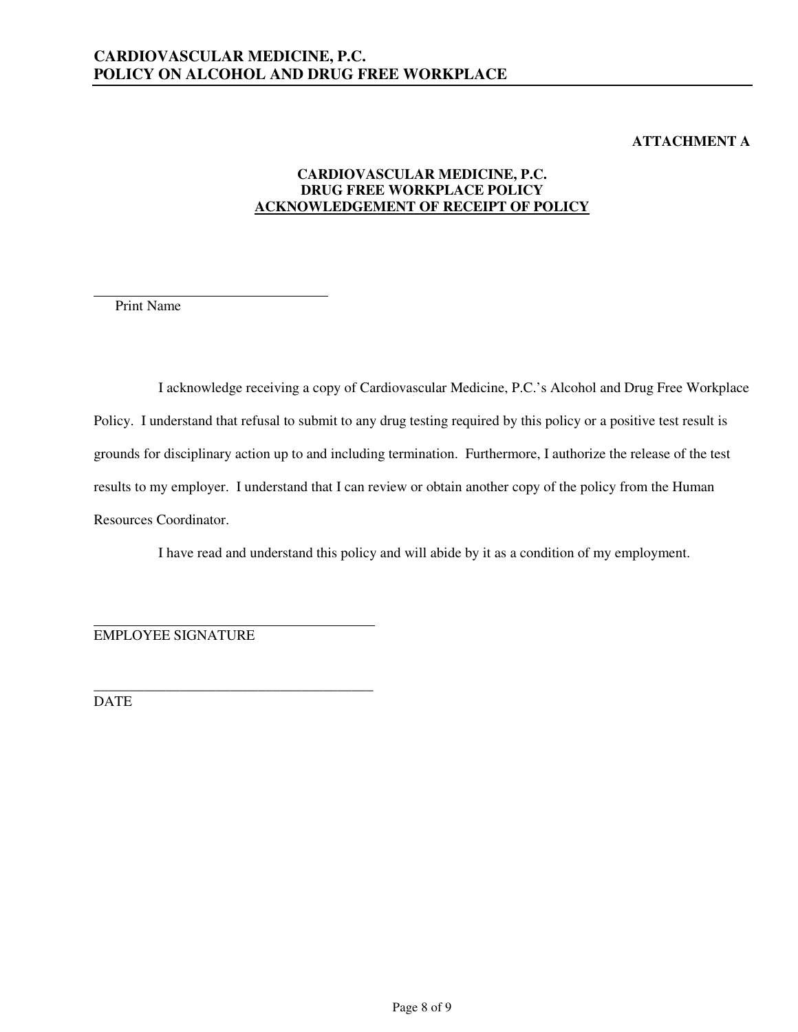**ATTACHMENT A**

**CARDIOVASCULAR MEDICINE, P.C.**
**DRUG FREE WORKPLACE POLICY**
**ACKNOWLEDGEMENT OF RECEIPT OF POLICY**

\_\_\_\_\_\_\_\_\_\_\_\_\_\_\_\_\_\_\_\_\_\_\_\_\_\_\_\_\_\_\_\_\_\_

Print Name

I acknowledge receiving a copy of Cardiovascular Medicine, P.C.'s Alcohol and Drug Free Workplace Policy. I understand that refusal to submit to any drug testing required by this policy or a positive test result is grounds for disciplinary action up to and including termination. Furthermore, I authorize the release of the test results to my employer. I understand that I can review or obtain another copy of the policy from the Human Resources Coordinator.

I have read and understand this policy and will abide by it as a condition of my employment.

\_\_\_\_\_\_\_\_\_\_\_\_\_\_\_\_\_\_\_\_\_\_\_\_\_\_\_\_\_\_\_\_\_\_\_\_\_\_\_\_

EMPLOYEE SIGNATURE

\_\_\_\_\_\_\_\_\_\_\_\_\_\_\_\_\_\_\_\_\_\_\_\_\_\_\_\_\_\_\_\_\_\_\_\_\_\_\_\_

DATE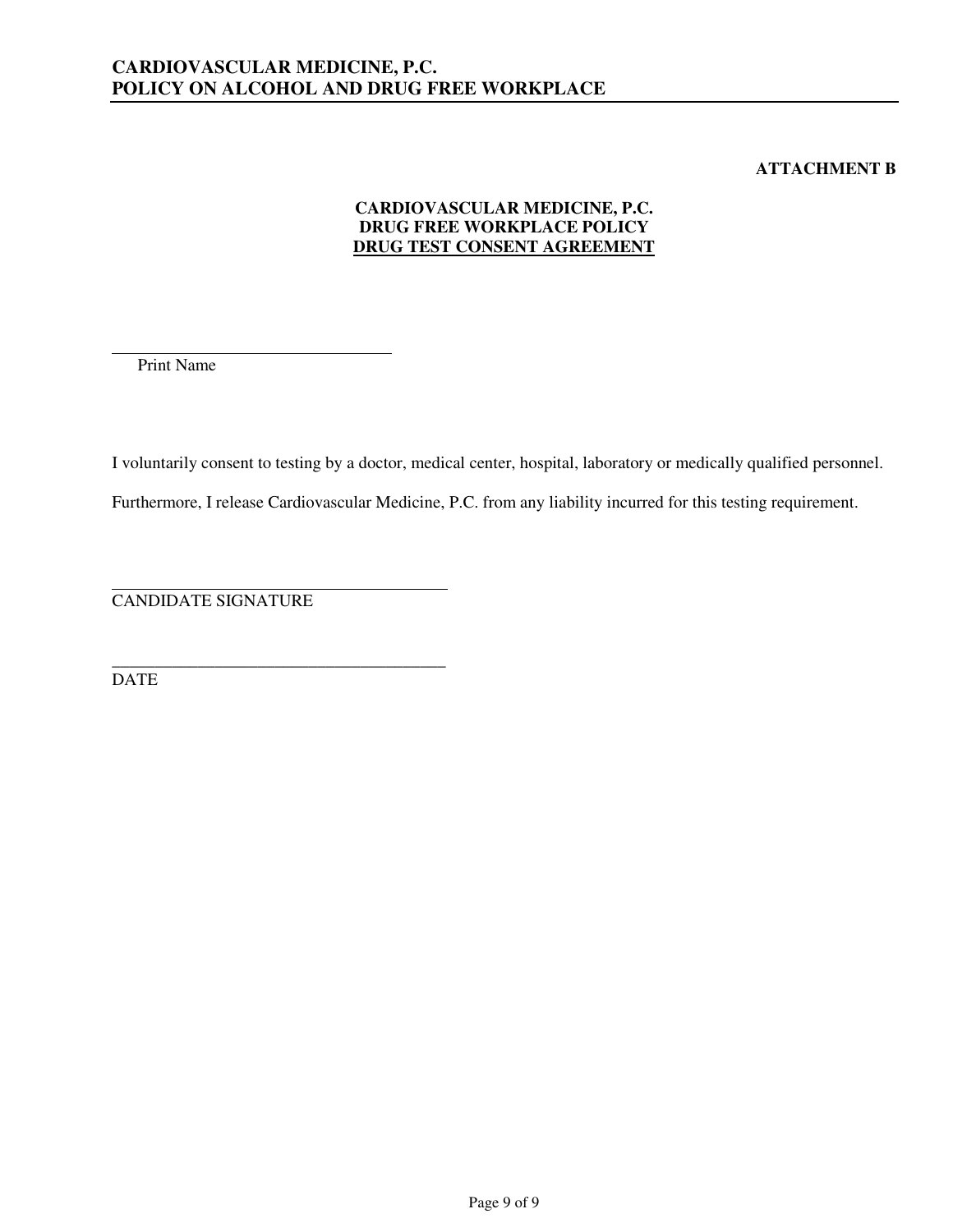**ATTACHMENT B**

**CARDIOVASCULAR MEDICINE, P.C.**
**DRUG FREE WORKPLACE POLICY**
**DRUG TEST CONSENT AGREEMENT**

________________________________
Print Name

I voluntarily consent to testing by a doctor, medical center, hospital, laboratory or medically qualified personnel.

Furthermore, I release Cardiovascular Medicine, P.C. from any liability incurred for this testing requirement.

______________________________________
CANDIDATE SIGNATURE

______________________________________
DATE